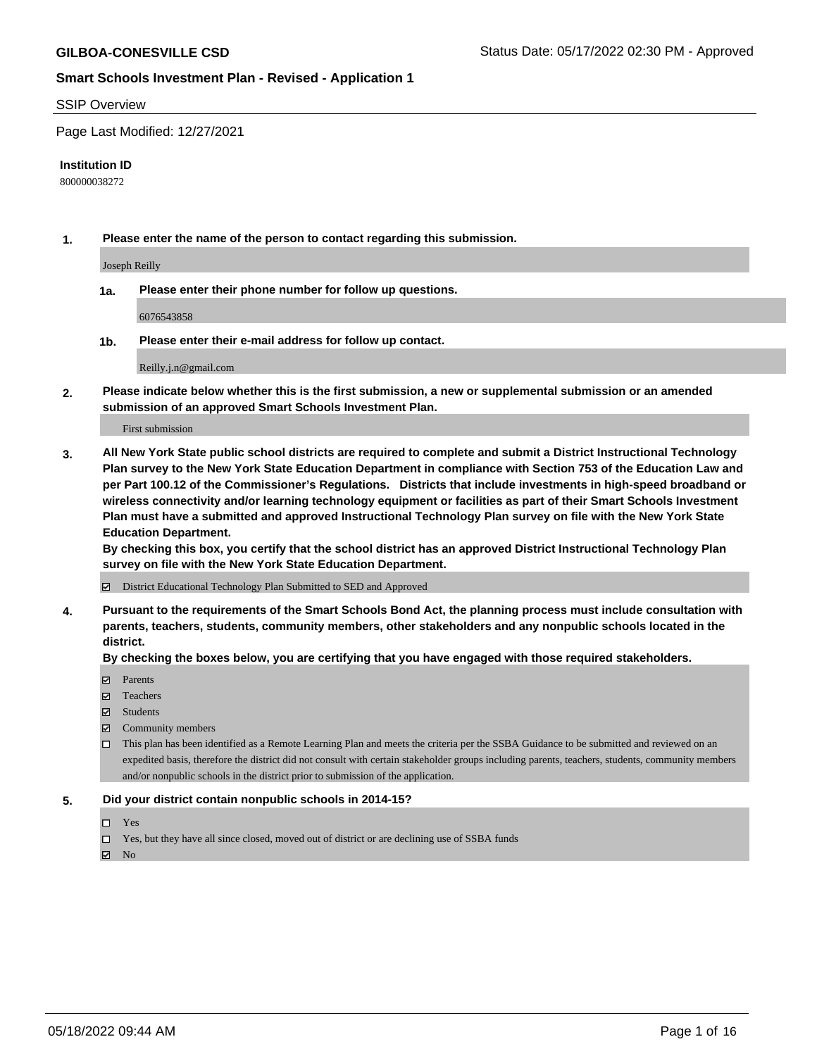**GILBOA-CONESVILLE CSD**

Status Date: 05/17/2022 02:30 PM - Approved

**Smart Schools Investment Plan - Revised - Application 1**

SSIP Overview

Page Last Modified: 12/27/2021

**Institution ID**

800000038272

**1. Please enter the name of the person to contact regarding this submission.**

Joseph Reilly

**1a. Please enter their phone number for follow up questions.**

6076543858

**1b. Please enter their e-mail address for follow up contact.**

Reilly.j.n@gmail.com

**2. Please indicate below whether this is the first submission, a new or supplemental submission or an amended submission of an approved Smart Schools Investment Plan.**

First submission

**3. All New York State public school districts are required to complete and submit a District Instructional Technology Plan survey to the New York State Education Department in compliance with Section 753 of the Education Law and per Part 100.12 of the Commissioner's Regulations. Districts that include investments in high-speed broadband or wireless connectivity and/or learning technology equipment or facilities as part of their Smart Schools Investment Plan must have a submitted and approved Instructional Technology Plan survey on file with the New York State Education Department.**
**By checking this box, you certify that the school district has an approved District Instructional Technology Plan survey on file with the New York State Education Department.**

- [x] District Educational Technology Plan Submitted to SED and Approved

**4. Pursuant to the requirements of the Smart Schools Bond Act, the planning process must include consultation with parents, teachers, students, community members, other stakeholders and any nonpublic schools located in the district.**
**By checking the boxes below, you are certifying that you have engaged with those required stakeholders.**

- [x] Parents
- [x] Teachers
- [x] Students
- [x] Community members
- [ ] This plan has been identified as a Remote Learning Plan and meets the criteria per the SSBA Guidance to be submitted and reviewed on an expedited basis, therefore the district did not consult with certain stakeholder groups including parents, teachers, students, community members and/or nonpublic schools in the district prior to submission of the application.

**5. Did your district contain nonpublic schools in 2014-15?**

- [ ] Yes
- [ ] Yes, but they have all since closed, moved out of district or are declining use of SSBA funds
- [x] No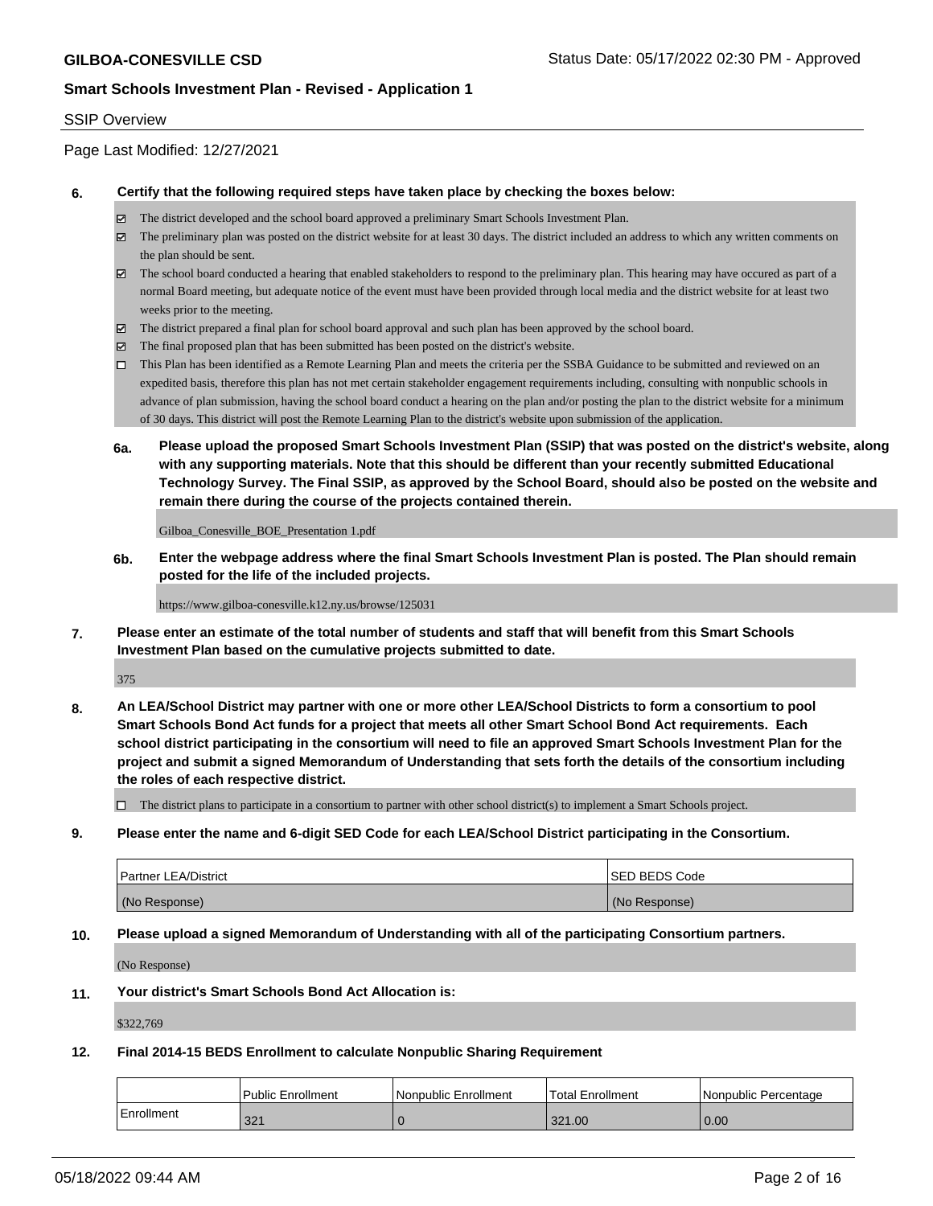## SSIP Overview

Page Last Modified: 12/27/2021

**6. Certify that the following required steps have taken place by checking the boxes below:**

- ☑ The district developed and the school board approved a preliminary Smart Schools Investment Plan.
- ☑ The preliminary plan was posted on the district website for at least 30 days. The district included an address to which any written comments on the plan should be sent.
- ☑ The school board conducted a hearing that enabled stakeholders to respond to the preliminary plan. This hearing may have occured as part of a normal Board meeting, but adequate notice of the event must have been provided through local media and the district website for at least two weeks prior to the meeting.
- ☑ The district prepared a final plan for school board approval and such plan has been approved by the school board.
- ☑ The final proposed plan that has been submitted has been posted on the district's website.
- ☐ This Plan has been identified as a Remote Learning Plan and meets the criteria per the SSBA Guidance to be submitted and reviewed on an expedited basis, therefore this plan has not met certain stakeholder engagement requirements including, consulting with nonpublic schools in advance of plan submission, having the school board conduct a hearing on the plan and/or posting the plan to the district website for a minimum of 30 days. This district will post the Remote Learning Plan to the district's website upon submission of the application.

**6a. Please upload the proposed Smart Schools Investment Plan (SSIP) that was posted on the district's website, along with any supporting materials. Note that this should be different than your recently submitted Educational Technology Survey. The Final SSIP, as approved by the School Board, should also be posted on the website and remain there during the course of the projects contained therein.**

Gilboa_Conesville_BOE_Presentation 1.pdf

**6b. Enter the webpage address where the final Smart Schools Investment Plan is posted. The Plan should remain posted for the life of the included projects.**

https://www.gilboa-conesville.k12.ny.us/browse/125031

**7. Please enter an estimate of the total number of students and staff that will benefit from this Smart Schools Investment Plan based on the cumulative projects submitted to date.**

375

**8. An LEA/School District may partner with one or more other LEA/School Districts to form a consortium to pool Smart Schools Bond Act funds for a project that meets all other Smart School Bond Act requirements. Each school district participating in the consortium will need to file an approved Smart Schools Investment Plan for the project and submit a signed Memorandum of Understanding that sets forth the details of the consortium including the roles of each respective district.**

- ☐ The district plans to participate in a consortium to partner with other school district(s) to implement a Smart Schools project.

**9. Please enter the name and 6-digit SED Code for each LEA/School District participating in the Consortium.**

| Partner LEA/District | SED BEDS Code |
|---|---|
| (No Response) | (No Response) |

**10. Please upload a signed Memorandum of Understanding with all of the participating Consortium partners.**

(No Response)

**11. Your district's Smart Schools Bond Act Allocation is:**

$322,769

**12. Final 2014-15 BEDS Enrollment to calculate Nonpublic Sharing Requirement**

| | Public Enrollment | Nonpublic Enrollment | Total Enrollment | Nonpublic Percentage |
|---|---|---|---|---|
| Enrollment | 321 | 0 | 321.00 | 0.00 |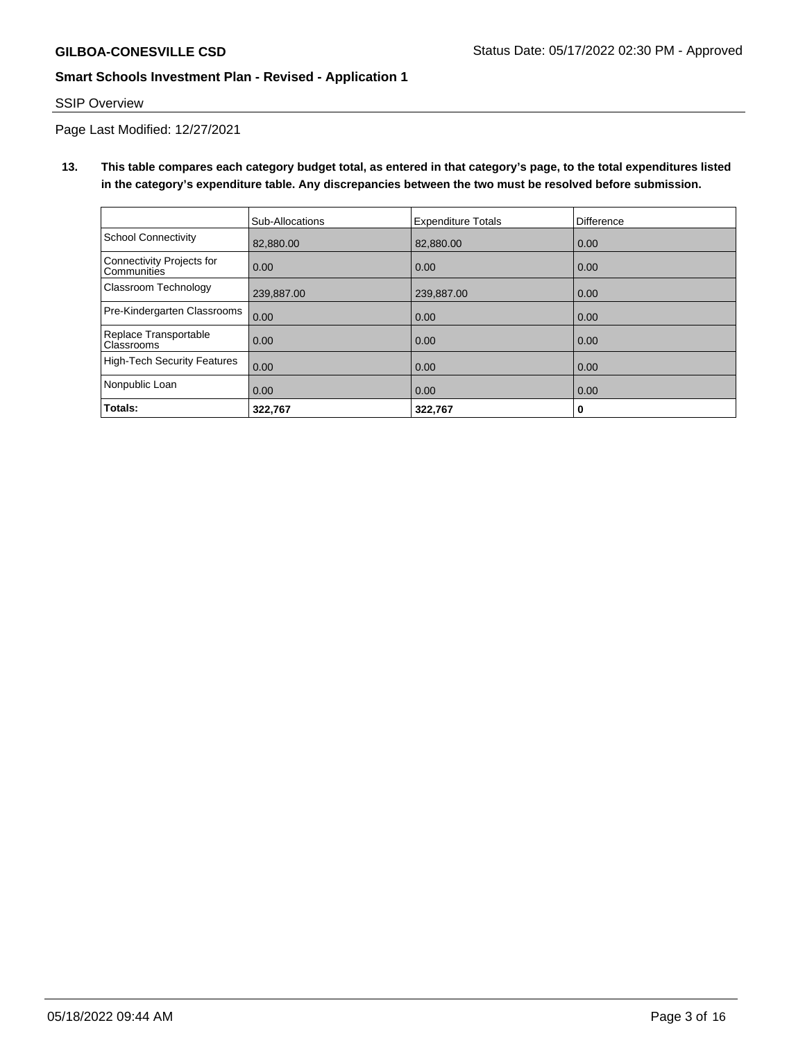SSIP Overview

Page Last Modified: 12/27/2021

**13. This table compares each category budget total, as entered in that category's page, to the total expenditures listed in the category's expenditure table. Any discrepancies between the two must be resolved before submission.**

| | Sub-Allocations | Expenditure Totals | Difference |
|---|---|---|---|
| School Connectivity | 82,880.00 | 82,880.00 | 0.00 |
| Connectivity Projects for Communities | 0.00 | 0.00 | 0.00 |
| Classroom Technology | 239,887.00 | 239,887.00 | 0.00 |
| Pre-Kindergarten Classrooms | 0.00 | 0.00 | 0.00 |
| Replace Transportable Classrooms | 0.00 | 0.00 | 0.00 |
| High-Tech Security Features | 0.00 | 0.00 | 0.00 |
| Nonpublic Loan | 0.00 | 0.00 | 0.00 |
| **Totals:** | **322,767** | **322,767** | **0** |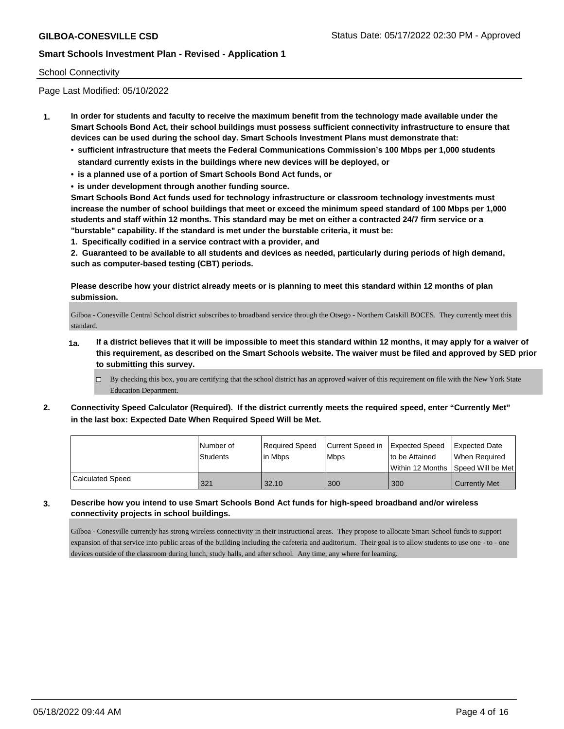School Connectivity

Page Last Modified: 05/10/2022

1. **In order for students and faculty to receive the maximum benefit from the technology made available under the Smart Schools Bond Act, their school buildings must possess sufficient connectivity infrastructure to ensure that devices can be used during the school day. Smart Schools Investment Plans must demonstrate that:**
   - **sufficient infrastructure that meets the Federal Communications Commission's 100 Mbps per 1,000 students standard currently exists in the buildings where new devices will be deployed, or**
   - **is a planned use of a portion of Smart Schools Bond Act funds, or**
   - **is under development through another funding source.**

   **Smart Schools Bond Act funds used for technology infrastructure or classroom technology investments must increase the number of school buildings that meet or exceed the minimum speed standard of 100 Mbps per 1,000 students and staff within 12 months. This standard may be met on either a contracted 24/7 firm service or a "burstable" capability. If the standard is met under the burstable criteria, it must be:**

   **1. Specifically codified in a service contract with a provider, and**

   **2. Guaranteed to be available to all students and devices as needed, particularly during periods of high demand, such as computer-based testing (CBT) periods.**

   **Please describe how your district already meets or is planning to meet this standard within 12 months of plan submission.**

   Gilboa - Conesville Central School district subscribes to broadband service through the Otsego - Northern Catskill BOCES. They currently meet this standard.

   1a. **If a district believes that it will be impossible to meet this standard within 12 months, it may apply for a waiver of this requirement, as described on the Smart Schools website. The waiver must be filed and approved by SED prior to submitting this survey.**

   - ☐ By checking this box, you are certifying that the school district has an approved waiver of this requirement on file with the New York State Education Department.

2. **Connectivity Speed Calculator (Required). If the district currently meets the required speed, enter "Currently Met" in the last box: Expected Date When Required Speed Will be Met.**

| | Number of Students | Required Speed in Mbps | Current Speed in Mbps | Expected Speed to be Attained Within 12 Months | Expected Date When Required Speed Will be Met |
|---|---|---|---|---|---|
| Calculated Speed | 321 | 32.10 | 300 | 300 | Currently Met |

3. **Describe how you intend to use Smart Schools Bond Act funds for high-speed broadband and/or wireless connectivity projects in school buildings.**

   Gilboa - Conesville currently has strong wireless connectivity in their instructional areas. They propose to allocate Smart School funds to support expansion of that service into public areas of the building including the cafeteria and auditorium. Their goal is to allow students to use one - to - one devices outside of the classroom during lunch, study halls, and after school. Any time, any where for learning.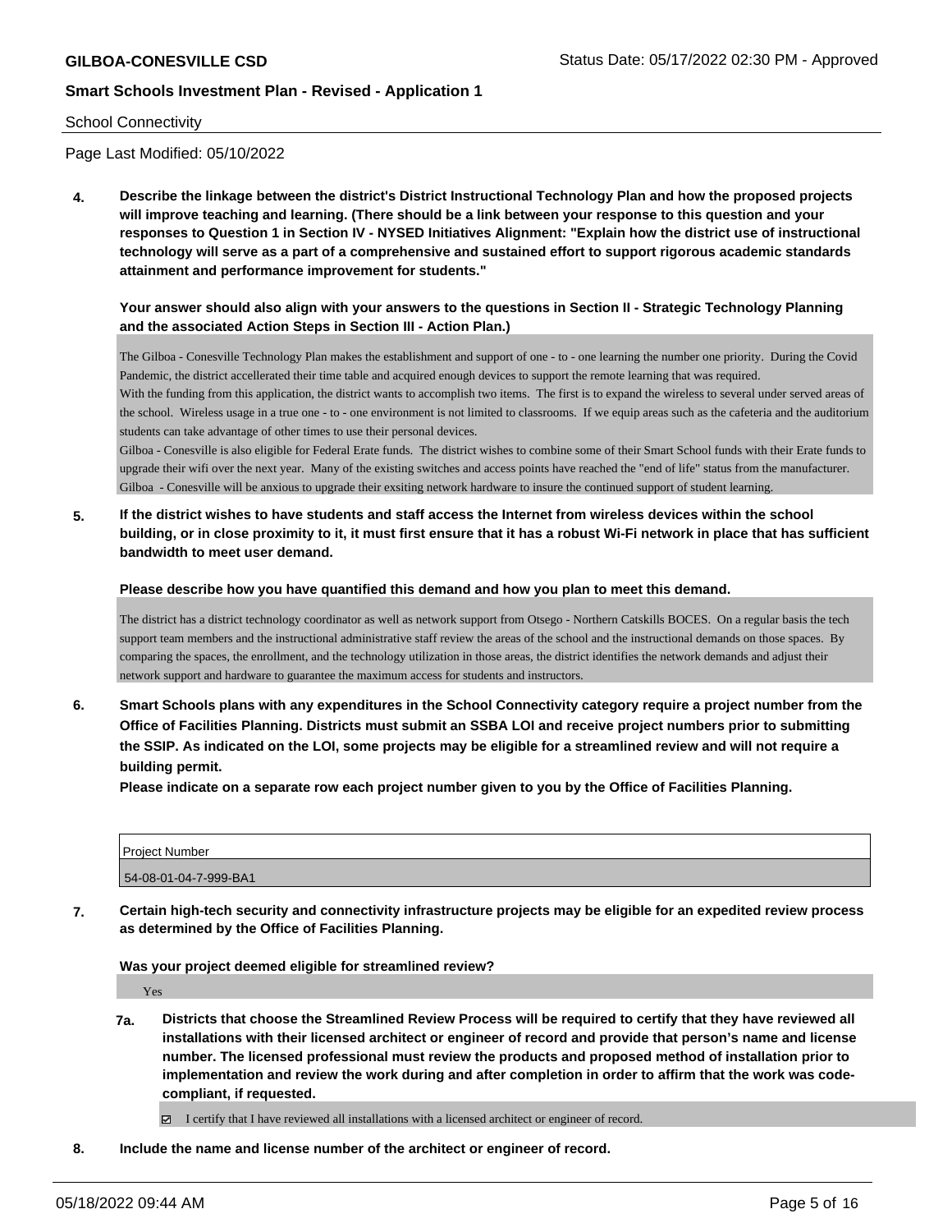School Connectivity

Page Last Modified: 05/10/2022

**4. Describe the linkage between the district's District Instructional Technology Plan and how the proposed projects will improve teaching and learning. (There should be a link between your response to this question and your responses to Question 1 in Section IV - NYSED Initiatives Alignment: "Explain how the district use of instructional technology will serve as a part of a comprehensive and sustained effort to support rigorous academic standards attainment and performance improvement for students."**

**Your answer should also align with your answers to the questions in Section II - Strategic Technology Planning and the associated Action Steps in Section III - Action Plan.)**

The Gilboa - Conesville Technology Plan makes the establishment and support of one - to - one learning the number one priority. During the Covid Pandemic, the district accellerated their time table and acquired enough devices to support the remote learning that was required.
With the funding from this application, the district wants to accomplish two items. The first is to expand the wireless to several under served areas of the school. Wireless usage in a true one - to - one environment is not limited to classrooms. If we equip areas such as the cafeteria and the auditorium students can take advantage of other times to use their personal devices.
Gilboa - Conesville is also eligible for Federal Erate funds. The district wishes to combine some of their Smart School funds with their Erate funds to upgrade their wifi over the next year. Many of the existing switches and access points have reached the "end of life" status from the manufacturer. Gilboa - Conesville will be anxious to upgrade their exsiting network hardware to insure the continued support of student learning.

**5. If the district wishes to have students and staff access the Internet from wireless devices within the school building, or in close proximity to it, it must first ensure that it has a robust Wi-Fi network in place that has sufficient bandwidth to meet user demand.**

**Please describe how you have quantified this demand and how you plan to meet this demand.**

The district has a district technology coordinator as well as network support from Otsego - Northern Catskills BOCES. On a regular basis the tech support team members and the instructional administrative staff review the areas of the school and the instructional demands on those spaces. By comparing the spaces, the enrollment, and the technology utilization in those areas, the district identifies the network demands and adjust their network support and hardware to guarantee the maximum access for students and instructors.

**6. Smart Schools plans with any expenditures in the School Connectivity category require a project number from the Office of Facilities Planning. Districts must submit an SSBA LOI and receive project numbers prior to submitting the SSIP. As indicated on the LOI, some projects may be eligible for a streamlined review and will not require a building permit.**
**Please indicate on a separate row each project number given to you by the Office of Facilities Planning.**

| Project Number |
|---|
| 54-08-01-04-7-999-BA1 |

**7. Certain high-tech security and connectivity infrastructure projects may be eligible for an expedited review process as determined by the Office of Facilities Planning.**

**Was your project deemed eligible for streamlined review?**

Yes

**7a. Districts that choose the Streamlined Review Process will be required to certify that they have reviewed all installations with their licensed architect or engineer of record and provide that person's name and license number. The licensed professional must review the products and proposed method of installation prior to implementation and review the work during and after completion in order to affirm that the work was code-compliant, if requested.**

☑ I certify that I have reviewed all installations with a licensed architect or engineer of record.

**8. Include the name and license number of the architect or engineer of record.**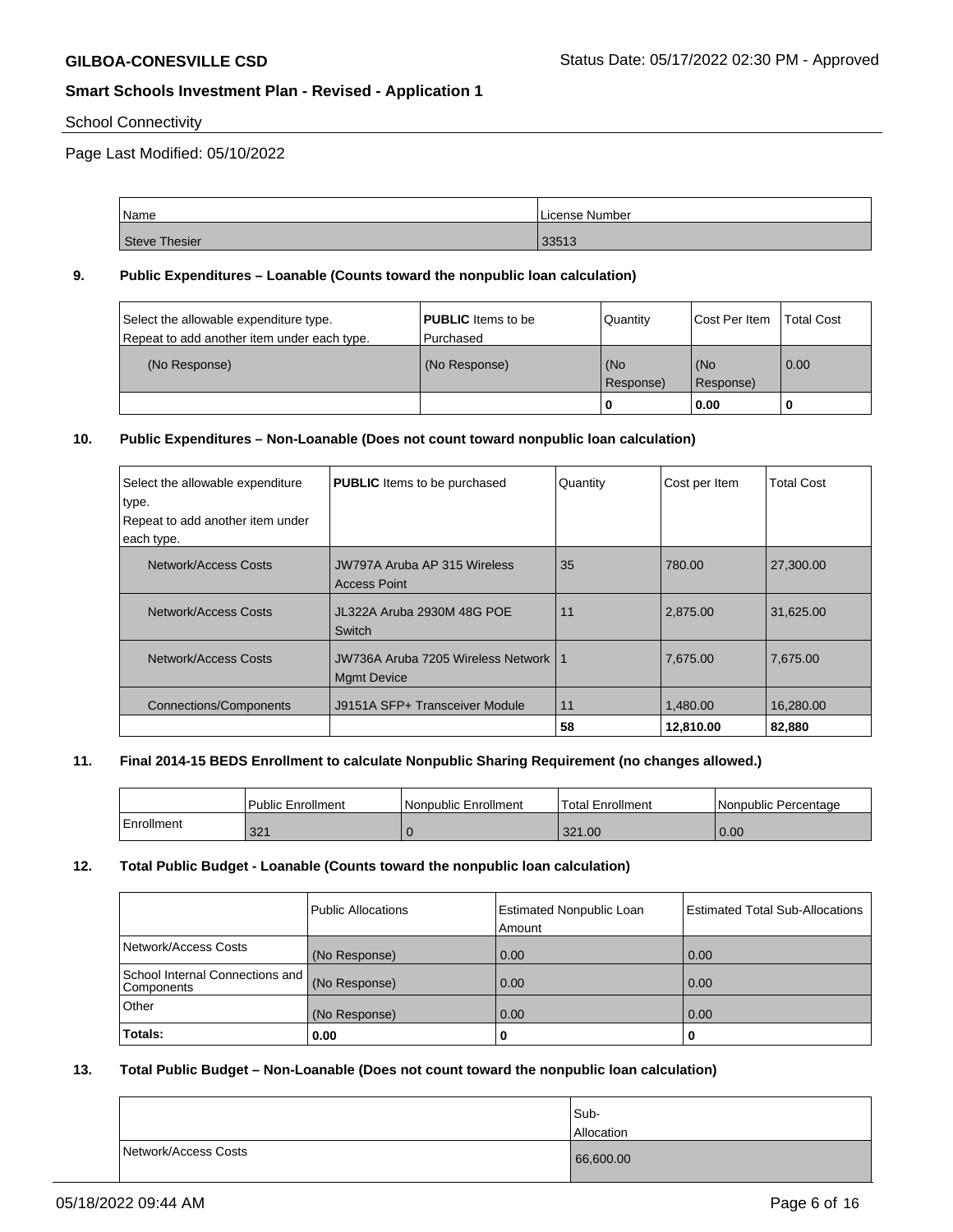## School Connectivity

Page Last Modified: 05/10/2022

| Name | License Number |
|---|---|
| Steve Thesier | 33513 |

### 9. Public Expenditures – Loanable (Counts toward the nonpublic loan calculation)

| Select the allowable expenditure type. Repeat to add another item under each type. | **PUBLIC** Items to be Purchased | Quantity | Cost Per Item | Total Cost |
|---|---|---|---|---|
| (No Response) | (No Response) | (No Response) | (No Response) | 0.00 |
| | | **0** | **0.00** | **0** |

### 10. Public Expenditures – Non-Loanable (Does not count toward nonpublic loan calculation)

| Select the allowable expenditure type. Repeat to add another item under each type. | **PUBLIC** Items to be purchased | Quantity | Cost per Item | Total Cost |
|---|---|---|---|---|
| Network/Access Costs | JW797A Aruba AP 315 Wireless Access Point | 35 | 780.00 | 27,300.00 |
| Network/Access Costs | JL322A Aruba 2930M 48G POE Switch | 11 | 2,875.00 | 31,625.00 |
| Network/Access Costs | JW736A Aruba 7205 Wireless Network Mgmt Device | 1 | 7,675.00 | 7,675.00 |
| Connections/Components | J9151A SFP+ Transceiver Module | 11 | 1,480.00 | 16,280.00 |
| | | **58** | **12,810.00** | **82,880** |

### 11. Final 2014-15 BEDS Enrollment to calculate Nonpublic Sharing Requirement (no changes allowed.)

| | Public Enrollment | Nonpublic Enrollment | Total Enrollment | Nonpublic Percentage |
|---|---|---|---|---|
| Enrollment | 321 | 0 | 321.00 | 0.00 |

### 12. Total Public Budget - Loanable (Counts toward the nonpublic loan calculation)

| | Public Allocations | Estimated Nonpublic Loan Amount | Estimated Total Sub-Allocations |
|---|---|---|---|
| Network/Access Costs | (No Response) | 0.00 | 0.00 |
| School Internal Connections and Components | (No Response) | 0.00 | 0.00 |
| Other | (No Response) | 0.00 | 0.00 |
| **Totals:** | **0.00** | **0** | **0** |

### 13. Total Public Budget – Non-Loanable (Does not count toward the nonpublic loan calculation)

| | Sub-Allocation |
|---|---|
| Network/Access Costs | 66,600.00 |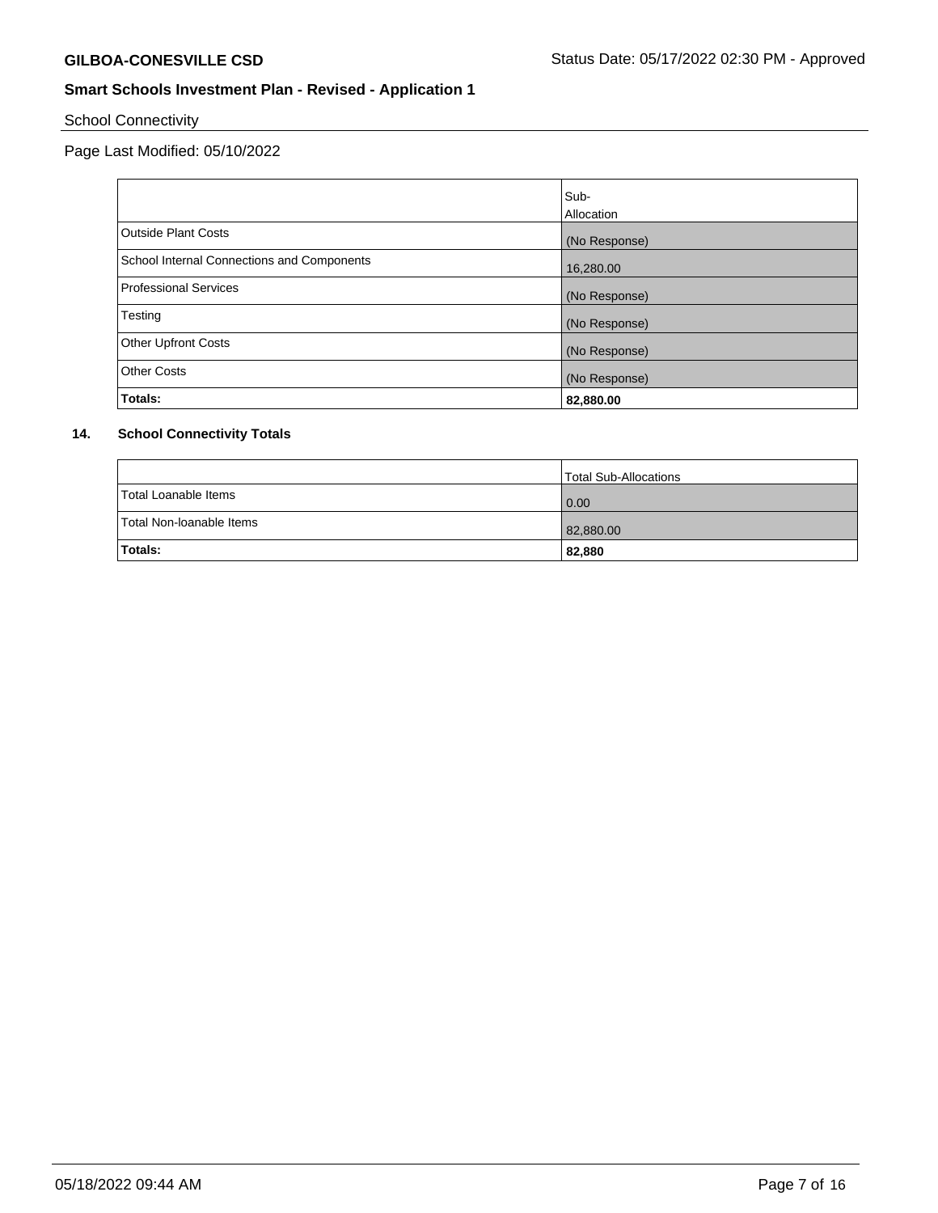School Connectivity

Page Last Modified: 05/10/2022

| | Sub-Allocation |
|---|---|
| Outside Plant Costs | (No Response) |
| School Internal Connections and Components | 16,280.00 |
| Professional Services | (No Response) |
| Testing | (No Response) |
| Other Upfront Costs | (No Response) |
| Other Costs | (No Response) |
| **Totals:** | **82,880.00** |

## 14. School Connectivity Totals

| | Total Sub-Allocations |
|---|---|
| Total Loanable Items | 0.00 |
| Total Non-loanable Items | 82,880.00 |
| **Totals:** | **82,880** |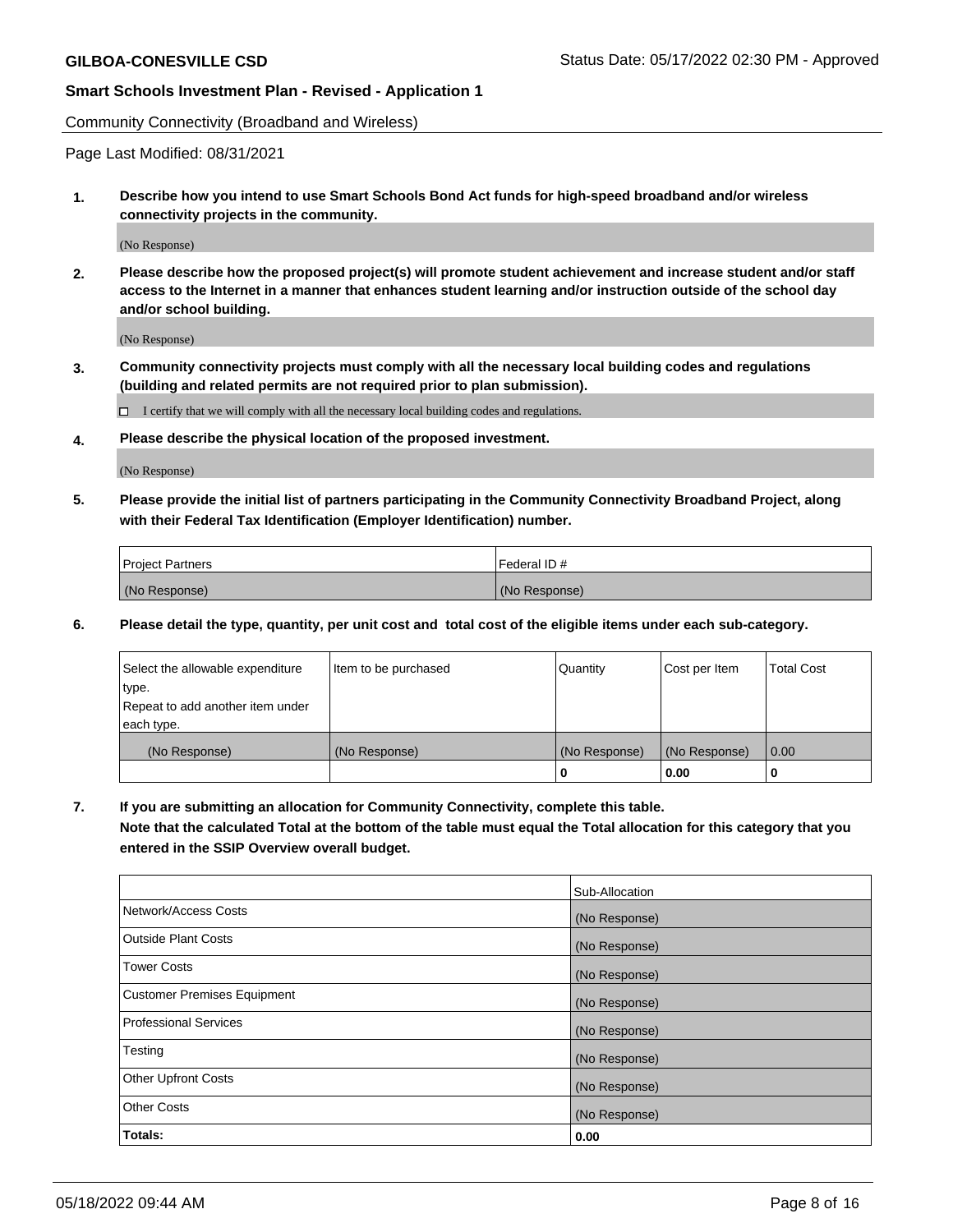Community Connectivity (Broadband and Wireless)

Page Last Modified: 08/31/2021

**1. Describe how you intend to use Smart Schools Bond Act funds for high-speed broadband and/or wireless connectivity projects in the community.**

(No Response)

**2. Please describe how the proposed project(s) will promote student achievement and increase student and/or staff access to the Internet in a manner that enhances student learning and/or instruction outside of the school day and/or school building.**

(No Response)

**3. Community connectivity projects must comply with all the necessary local building codes and regulations (building and related permits are not required prior to plan submission).**

☐ I certify that we will comply with all the necessary local building codes and regulations.

**4. Please describe the physical location of the proposed investment.**

(No Response)

**5. Please provide the initial list of partners participating in the Community Connectivity Broadband Project, along with their Federal Tax Identification (Employer Identification) number.**

| Project Partners | Federal ID # |
|---|---|
| (No Response) | (No Response) |

**6. Please detail the type, quantity, per unit cost and total cost of the eligible items under each sub-category.**

| Select the allowable expenditure type. Repeat to add another item under each type. | Item to be purchased | Quantity | Cost per Item | Total Cost |
|---|---|---|---|---|
| (No Response) | (No Response) | (No Response) | (No Response) | 0.00 |
| | | **0** | **0.00** | **0** |

**7. If you are submitting an allocation for Community Connectivity, complete this table.**
**Note that the calculated Total at the bottom of the table must equal the Total allocation for this category that you entered in the SSIP Overview overall budget.**

| | Sub-Allocation |
|---|---|
| Network/Access Costs | (No Response) |
| Outside Plant Costs | (No Response) |
| Tower Costs | (No Response) |
| Customer Premises Equipment | (No Response) |
| Professional Services | (No Response) |
| Testing | (No Response) |
| Other Upfront Costs | (No Response) |
| Other Costs | (No Response) |
| **Totals:** | **0.00** |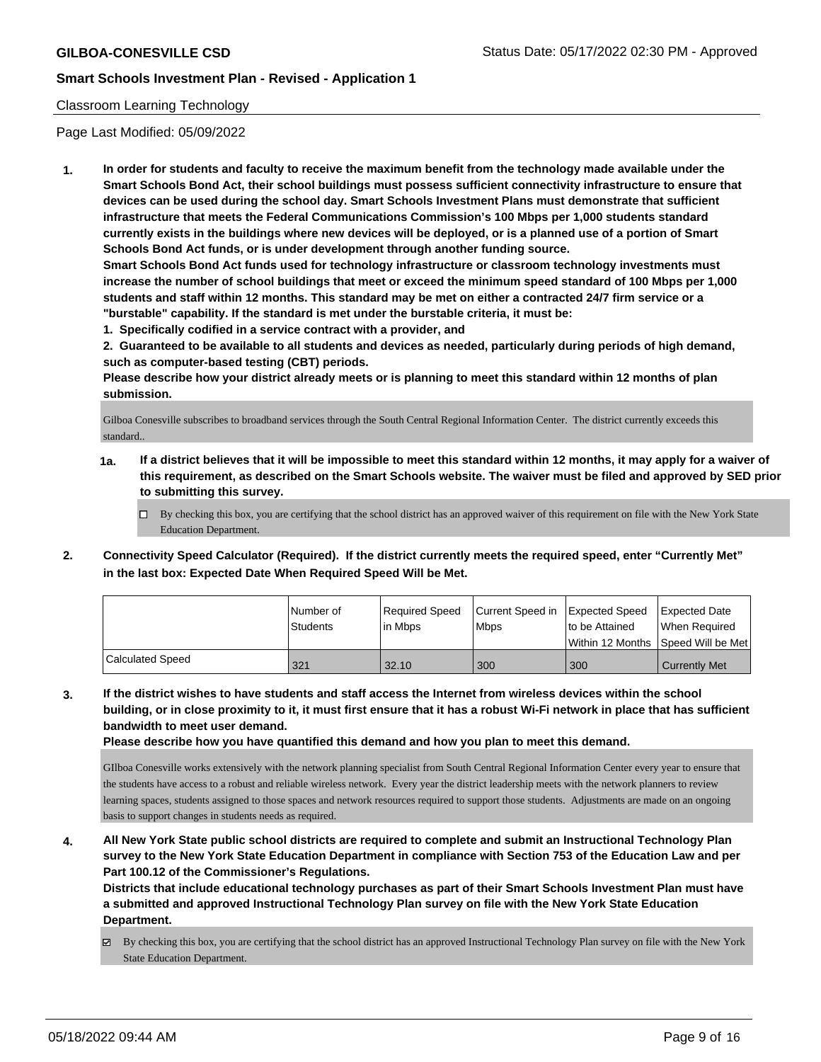## Classroom Learning Technology

Page Last Modified: 05/09/2022

**1. In order for students and faculty to receive the maximum benefit from the technology made available under the Smart Schools Bond Act, their school buildings must possess sufficient connectivity infrastructure to ensure that devices can be used during the school day. Smart Schools Investment Plans must demonstrate that sufficient infrastructure that meets the Federal Communications Commission's 100 Mbps per 1,000 students standard currently exists in the buildings where new devices will be deployed, or is a planned use of a portion of Smart Schools Bond Act funds, or is under development through another funding source.**

**Smart Schools Bond Act funds used for technology infrastructure or classroom technology investments must increase the number of school buildings that meet or exceed the minimum speed standard of 100 Mbps per 1,000 students and staff within 12 months. This standard may be met on either a contracted 24/7 firm service or a "burstable" capability. If the standard is met under the burstable criteria, it must be:**

**1. Specifically codified in a service contract with a provider, and**

**2. Guaranteed to be available to all students and devices as needed, particularly during periods of high demand, such as computer-based testing (CBT) periods.**

**Please describe how your district already meets or is planning to meet this standard within 12 months of plan submission.**

Gilboa Conesville subscribes to broadband services through the South Central Regional Information Center. The district currently exceeds this standard..

**1a. If a district believes that it will be impossible to meet this standard within 12 months, it may apply for a waiver of this requirement, as described on the Smart Schools website. The waiver must be filed and approved by SED prior to submitting this survey.**

☐ By checking this box, you are certifying that the school district has an approved waiver of this requirement on file with the New York State Education Department.

**2. Connectivity Speed Calculator (Required). If the district currently meets the required speed, enter "Currently Met" in the last box: Expected Date When Required Speed Will be Met.**

| | Number of Students | Required Speed in Mbps | Current Speed in Mbps | Expected Speed to be Attained Within 12 Months | Expected Date When Required Speed Will be Met |
|---|---|---|---|---|---|
| Calculated Speed | 321 | 32.10 | 300 | 300 | Currently Met |

**3. If the district wishes to have students and staff access the Internet from wireless devices within the school building, or in close proximity to it, it must first ensure that it has a robust Wi-Fi network in place that has sufficient bandwidth to meet user demand.**

**Please describe how you have quantified this demand and how you plan to meet this demand.**

GIlboa Conesville works extensively with the network planning specialist from South Central Regional Information Center every year to ensure that the students have access to a robust and reliable wireless network. Every year the district leadership meets with the network planners to review learning spaces, students assigned to those spaces and network resources required to support those students. Adjustments are made on an ongoing basis to support changes in students needs as required.

**4. All New York State public school districts are required to complete and submit an Instructional Technology Plan survey to the New York State Education Department in compliance with Section 753 of the Education Law and per Part 100.12 of the Commissioner's Regulations.**

**Districts that include educational technology purchases as part of their Smart Schools Investment Plan must have a submitted and approved Instructional Technology Plan survey on file with the New York State Education Department.**

☑ By checking this box, you are certifying that the school district has an approved Instructional Technology Plan survey on file with the New York State Education Department.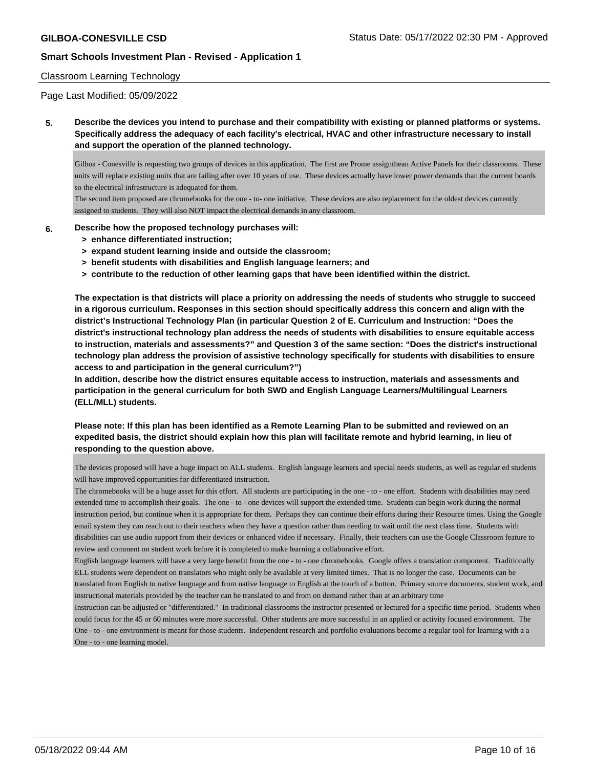Classroom Learning Technology

Page Last Modified: 05/09/2022

**5. Describe the devices you intend to purchase and their compatibility with existing or planned platforms or systems. Specifically address the adequacy of each facility's electrical, HVAC and other infrastructure necessary to install and support the operation of the planned technology.**

Gilboa - Conesville is requesting two groups of devices in this application. The first are Prome assignthean Active Panels for their classrooms. These units will replace existing units that are failing after over 10 years of use. These devices actually have lower power demands than the current boards so the electrical infrastructure is adequated for them.
The second item proposed are chromebooks for the one - to- one initiative. These devices are also replacement for the oldest devices currently assigned to students. They will also NOT impact the electrical demands in any classroom.

**6. Describe how the proposed technology purchases will:**

- **> enhance differentiated instruction;**
- **> expand student learning inside and outside the classroom;**
- **> benefit students with disabilities and English language learners; and**
- **> contribute to the reduction of other learning gaps that have been identified within the district.**

**The expectation is that districts will place a priority on addressing the needs of students who struggle to succeed in a rigorous curriculum. Responses in this section should specifically address this concern and align with the district's Instructional Technology Plan (in particular Question 2 of E. Curriculum and Instruction: "Does the district's instructional technology plan address the needs of students with disabilities to ensure equitable access to instruction, materials and assessments?" and Question 3 of the same section: "Does the district's instructional technology plan address the provision of assistive technology specifically for students with disabilities to ensure access to and participation in the general curriculum?")**
**In addition, describe how the district ensures equitable access to instruction, materials and assessments and participation in the general curriculum for both SWD and English Language Learners/Multilingual Learners (ELL/MLL) students.**

**Please note: If this plan has been identified as a Remote Learning Plan to be submitted and reviewed on an expedited basis, the district should explain how this plan will facilitate remote and hybrid learning, in lieu of responding to the question above.**

The devices proposed will have a huge impact on ALL students. English language learners and special needs students, as well as regular ed students will have improved opportunities for differentiated instruction.
The chromebooks will be a huge asset for this effort. All students are participating in the one - to - one effort. Students with disabilities may need extended time to accomplish their goals. The one - to - one devices will support the extended time. Students can begin work during the normal instruction period, but continue when it is appropriate for them. Perhaps they can continue their efforts during their Resource times. Using the Google email system they can reach out to their teachers when they have a question rather than needing to wait until the next class time. Students with disabilities can use audio support from their devices or enhanced video if necessary. Finally, their teachers can use the Google Classroom feature to review and comment on student work before it is completed to make learning a collaborative effort.
English language learners will have a very large benefit from the one - to - one chromebooks. Google offers a translation component. Traditionally ELL students were dependent on translators who might only be available at very limited times. That is no longer the case. Documents can be translated from English to native language and from native language to English at the touch of a button. Primary source documents, student work, and instructional materials provided by the teacher can be translated to and from on demand rather than at an arbitrary time
Instruction can be adjusted or "differentiated." In traditional classrooms the instructor presented or lectured for a specific time period. Students wheo could focus for the 45 or 60 minutes were more successful. Other students are more successful in an applied or activity focused environment. The One - to - one environment is meant for those students. Independent research and portfolio evaluations become a regular tool for learning with a a One - to - one learning model.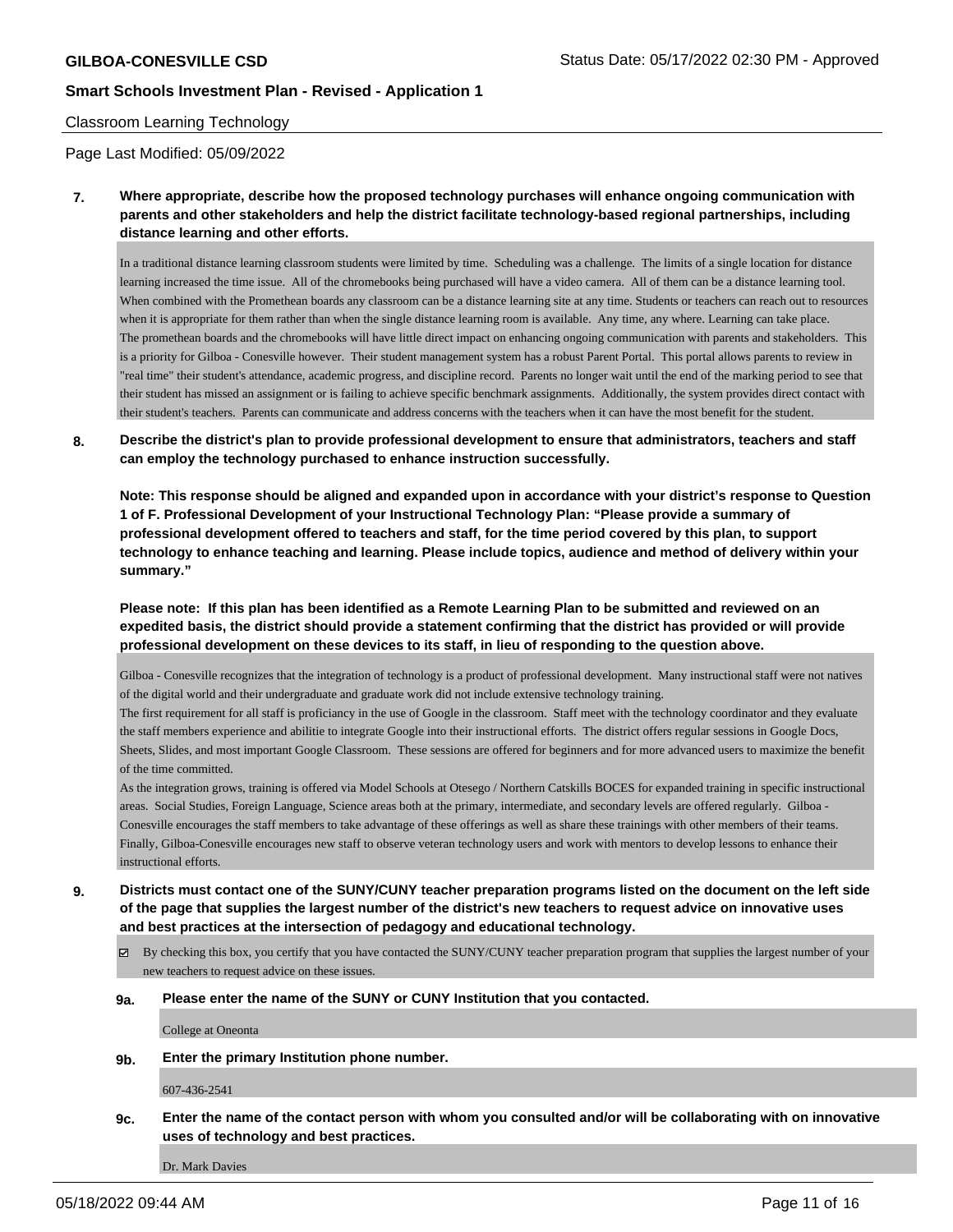Classroom Learning Technology

Page Last Modified: 05/09/2022

**7. Where appropriate, describe how the proposed technology purchases will enhance ongoing communication with parents and other stakeholders and help the district facilitate technology-based regional partnerships, including distance learning and other efforts.**

In a traditional distance learning classroom students were limited by time. Scheduling was a challenge. The limits of a single location for distance learning increased the time issue. All of the chromebooks being purchased will have a video camera. All of them can be a distance learning tool. When combined with the Promethean boards any classroom can be a distance learning site at any time. Students or teachers can reach out to resources when it is appropriate for them rather than when the single distance learning room is available. Any time, any where. Learning can take place.
The promethean boards and the chromebooks will have little direct impact on enhancing ongoing communication with parents and stakeholders. This is a priority for Gilboa - Conesville however. Their student management system has a robust Parent Portal. This portal allows parents to review in "real time" their student's attendance, academic progress, and discipline record. Parents no longer wait until the end of the marking period to see that their student has missed an assignment or is failing to achieve specific benchmark assignments. Additionally, the system provides direct contact with their student's teachers. Parents can communicate and address concerns with the teachers when it can have the most benefit for the student.

**8. Describe the district's plan to provide professional development to ensure that administrators, teachers and staff can employ the technology purchased to enhance instruction successfully.**

**Note: This response should be aligned and expanded upon in accordance with your district's response to Question 1 of F. Professional Development of your Instructional Technology Plan: "Please provide a summary of professional development offered to teachers and staff, for the time period covered by this plan, to support technology to enhance teaching and learning. Please include topics, audience and method of delivery within your summary."**

**Please note: If this plan has been identified as a Remote Learning Plan to be submitted and reviewed on an expedited basis, the district should provide a statement confirming that the district has provided or will provide professional development on these devices to its staff, in lieu of responding to the question above.**

Gilboa - Conesville recognizes that the integration of technology is a product of professional development. Many instructional staff were not natives of the digital world and their undergraduate and graduate work did not include extensive technology training.
The first requirement for all staff is proficiancy in the use of Google in the classroom. Staff meet with the technology coordinator and they evaluate the staff members experience and abilitie to integrate Google into their instructional efforts. The district offers regular sessions in Google Docs, Sheets, Slides, and most important Google Classroom. These sessions are offered for beginners and for more advanced users to maximize the benefit of the time committed.
As the integration grows, training is offered via Model Schools at Otesego / Northern Catskills BOCES for expanded training in specific instructional areas. Social Studies, Foreign Language, Science areas both at the primary, intermediate, and secondary levels are offered regularly. Gilboa - Conesville encourages the staff members to take advantage of these offerings as well as share these trainings with other members of their teams. Finally, Gilboa-Conesville encourages new staff to observe veteran technology users and work with mentors to develop lessons to enhance their instructional efforts.

**9. Districts must contact one of the SUNY/CUNY teacher preparation programs listed on the document on the left side of the page that supplies the largest number of the district's new teachers to request advice on innovative uses and best practices at the intersection of pedagogy and educational technology.**

☑ By checking this box, you certify that you have contacted the SUNY/CUNY teacher preparation program that supplies the largest number of your new teachers to request advice on these issues.

**9a. Please enter the name of the SUNY or CUNY Institution that you contacted.**

College at Oneonta

**9b. Enter the primary Institution phone number.**

607-436-2541

**9c. Enter the name of the contact person with whom you consulted and/or will be collaborating with on innovative uses of technology and best practices.**

Dr. Mark Davies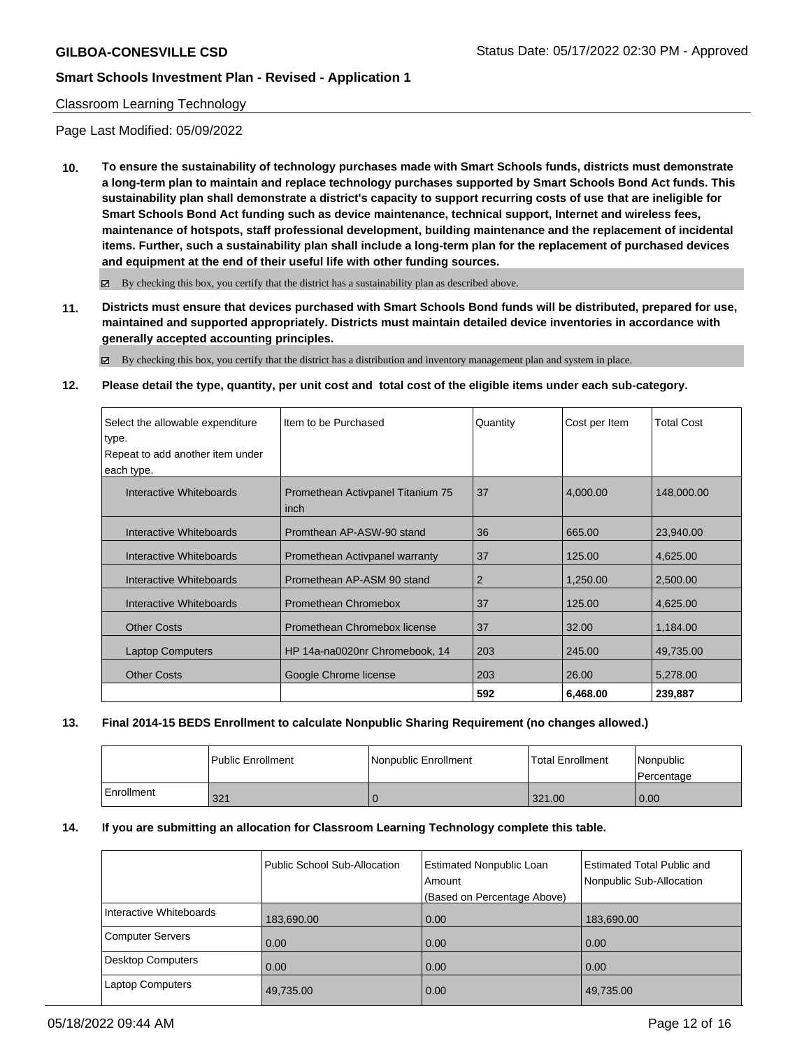Classroom Learning Technology

Page Last Modified: 05/09/2022

**10. To ensure the sustainability of technology purchases made with Smart Schools funds, districts must demonstrate a long-term plan to maintain and replace technology purchases supported by Smart Schools Bond Act funds. This sustainability plan shall demonstrate a district's capacity to support recurring costs of use that are ineligible for Smart Schools Bond Act funding such as device maintenance, technical support, Internet and wireless fees, maintenance of hotspots, staff professional development, building maintenance and the replacement of incidental items. Further, such a sustainability plan shall include a long-term plan for the replacement of purchased devices and equipment at the end of their useful life with other funding sources.**

☑ By checking this box, you certify that the district has a sustainability plan as described above.

**11. Districts must ensure that devices purchased with Smart Schools Bond funds will be distributed, prepared for use, maintained and supported appropriately. Districts must maintain detailed device inventories in accordance with generally accepted accounting principles.**

☑ By checking this box, you certify that the district has a distribution and inventory management plan and system in place.

**12. Please detail the type, quantity, per unit cost and total cost of the eligible items under each sub-category.**

| Select the allowable expenditure type. Repeat to add another item under each type. | Item to be Purchased | Quantity | Cost per Item | Total Cost |
|---|---|---|---|---|
| Interactive Whiteboards | Promethean Activpanel Titanium 75 inch | 37 | 4,000.00 | 148,000.00 |
| Interactive Whiteboards | Promthean AP-ASW-90 stand | 36 | 665.00 | 23,940.00 |
| Interactive Whiteboards | Promethean Activpanel warranty | 37 | 125.00 | 4,625.00 |
| Interactive Whiteboards | Promethean AP-ASM 90 stand | 2 | 1,250.00 | 2,500.00 |
| Interactive Whiteboards | Promethean Chromebox | 37 | 125.00 | 4,625.00 |
| Other Costs | Promethean Chromebox license | 37 | 32.00 | 1,184.00 |
| Laptop Computers | HP 14a-na0020nr Chromebook, 14 | 203 | 245.00 | 49,735.00 |
| Other Costs | Google Chrome license | 203 | 26.00 | 5,278.00 |
| | | 592 | 6,468.00 | 239,887 |

**13. Final 2014-15 BEDS Enrollment to calculate Nonpublic Sharing Requirement (no changes allowed.)**

| | Public Enrollment | Nonpublic Enrollment | Total Enrollment | Nonpublic Percentage |
|---|---|---|---|---|
| Enrollment | 321 | 0 | 321.00 | 0.00 |

**14. If you are submitting an allocation for Classroom Learning Technology complete this table.**

| | Public School Sub-Allocation | Estimated Nonpublic Loan Amount (Based on Percentage Above) | Estimated Total Public and Nonpublic Sub-Allocation |
|---|---|---|---|
| Interactive Whiteboards | 183,690.00 | 0.00 | 183,690.00 |
| Computer Servers | 0.00 | 0.00 | 0.00 |
| Desktop Computers | 0.00 | 0.00 | 0.00 |
| Laptop Computers | 49,735.00 | 0.00 | 49,735.00 |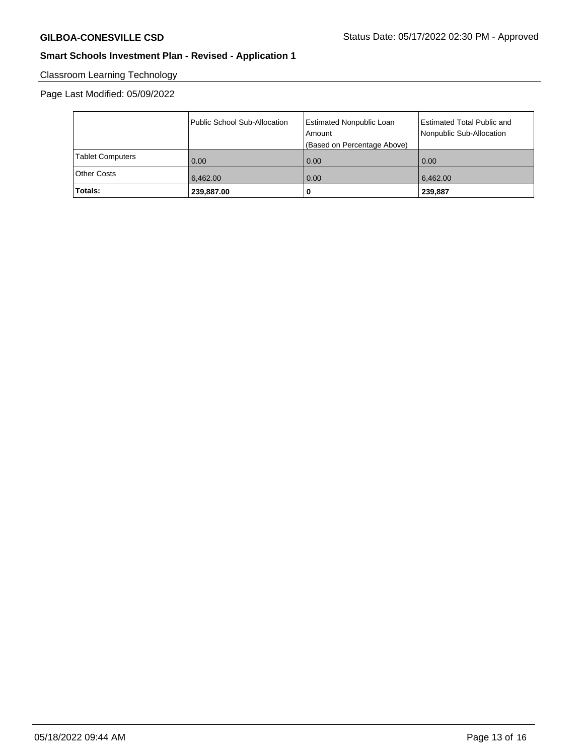Classroom Learning Technology

Page Last Modified: 05/09/2022

| | Public School Sub-Allocation | Estimated Nonpublic Loan Amount (Based on Percentage Above) | Estimated Total Public and Nonpublic Sub-Allocation |
|---|---|---|---|
| Tablet Computers | 0.00 | 0.00 | 0.00 |
| Other Costs | 6,462.00 | 0.00 | 6,462.00 |
| **Totals:** | **239,887.00** | **0** | **239,887** |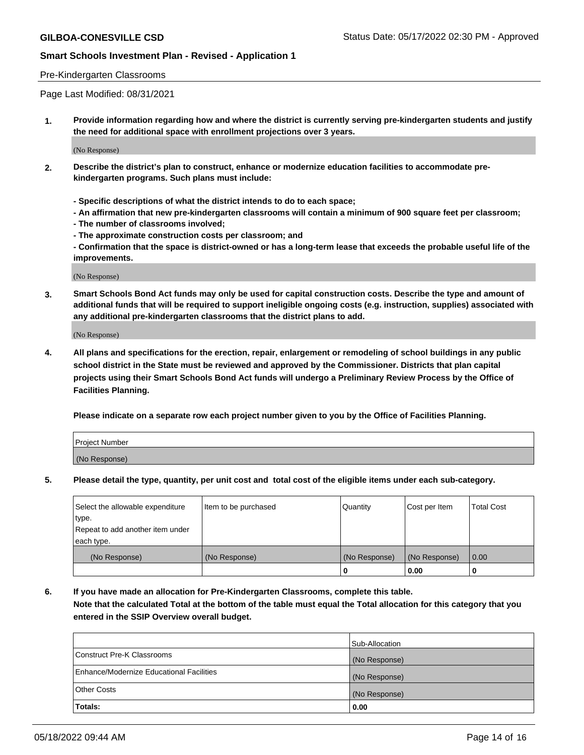Pre-Kindergarten Classrooms

Page Last Modified: 08/31/2021

**1. Provide information regarding how and where the district is currently serving pre-kindergarten students and justify the need for additional space with enrollment projections over 3 years.**

(No Response)

**2. Describe the district's plan to construct, enhance or modernize education facilities to accommodate pre-kindergarten programs. Such plans must include:**

**- Specific descriptions of what the district intends to do to each space;**
**- An affirmation that new pre-kindergarten classrooms will contain a minimum of 900 square feet per classroom;**
**- The number of classrooms involved;**
**- The approximate construction costs per classroom; and**
**- Confirmation that the space is district-owned or has a long-term lease that exceeds the probable useful life of the improvements.**

(No Response)

**3. Smart Schools Bond Act funds may only be used for capital construction costs. Describe the type and amount of additional funds that will be required to support ineligible ongoing costs (e.g. instruction, supplies) associated with any additional pre-kindergarten classrooms that the district plans to add.**

(No Response)

**4. All plans and specifications for the erection, repair, enlargement or remodeling of school buildings in any public school district in the State must be reviewed and approved by the Commissioner. Districts that plan capital projects using their Smart Schools Bond Act funds will undergo a Preliminary Review Process by the Office of Facilities Planning.**

**Please indicate on a separate row each project number given to you by the Office of Facilities Planning.**

| Project Number |
| --- |
| (No Response) |

**5. Please detail the type, quantity, per unit cost and total cost of the eligible items under each sub-category.**

| Select the allowable expenditure type. Repeat to add another item under each type. | Item to be purchased | Quantity | Cost per Item | Total Cost |
| --- | --- | --- | --- | --- |
| (No Response) | (No Response) | (No Response) | (No Response) | 0.00 |
| | | 0 | 0.00 | 0 |

**6. If you have made an allocation for Pre-Kindergarten Classrooms, complete this table. Note that the calculated Total at the bottom of the table must equal the Total allocation for this category that you entered in the SSIP Overview overall budget.**

| | Sub-Allocation |
| --- | --- |
| Construct Pre-K Classrooms | (No Response) |
| Enhance/Modernize Educational Facilities | (No Response) |
| Other Costs | (No Response) |
| **Totals:** | **0.00** |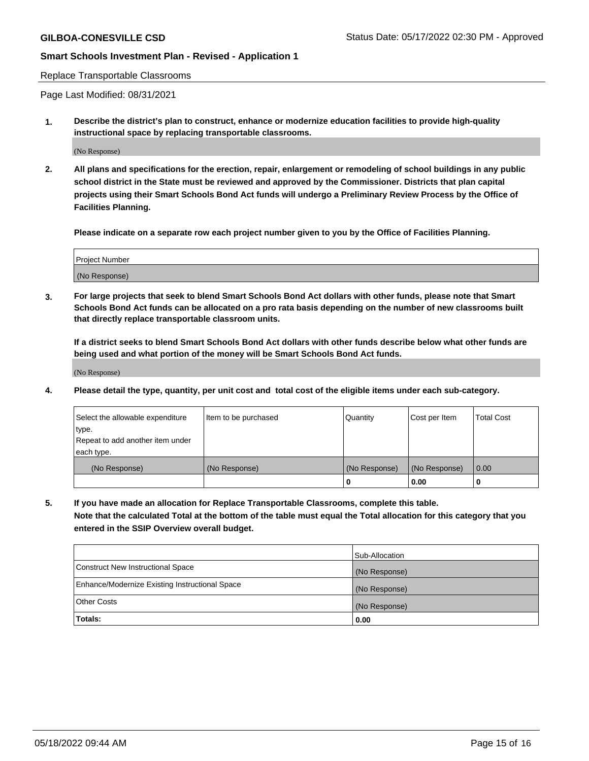Replace Transportable Classrooms

Page Last Modified: 08/31/2021

**1. Describe the district's plan to construct, enhance or modernize education facilities to provide high-quality instructional space by replacing transportable classrooms.**

(No Response)

**2. All plans and specifications for the erection, repair, enlargement or remodeling of school buildings in any public school district in the State must be reviewed and approved by the Commissioner. Districts that plan capital projects using their Smart Schools Bond Act funds will undergo a Preliminary Review Process by the Office of Facilities Planning.**

**Please indicate on a separate row each project number given to you by the Office of Facilities Planning.**

| Project Number |
| --- |
| (No Response) |

**3. For large projects that seek to blend Smart Schools Bond Act dollars with other funds, please note that Smart Schools Bond Act funds can be allocated on a pro rata basis depending on the number of new classrooms built that directly replace transportable classroom units.**

**If a district seeks to blend Smart Schools Bond Act dollars with other funds describe below what other funds are being used and what portion of the money will be Smart Schools Bond Act funds.**

(No Response)

**4. Please detail the type, quantity, per unit cost and total cost of the eligible items under each sub-category.**

| Select the allowable expenditure type. Repeat to add another item under each type. | Item to be purchased | Quantity | Cost per Item | Total Cost |
| --- | --- | --- | --- | --- |
| (No Response) | (No Response) | (No Response) | (No Response) | 0.00 |
| | | 0 | 0.00 | 0 |

**5. If you have made an allocation for Replace Transportable Classrooms, complete this table. Note that the calculated Total at the bottom of the table must equal the Total allocation for this category that you entered in the SSIP Overview overall budget.**

| | Sub-Allocation |
| --- | --- |
| Construct New Instructional Space | (No Response) |
| Enhance/Modernize Existing Instructional Space | (No Response) |
| Other Costs | (No Response) |
| **Totals:** | 0.00 |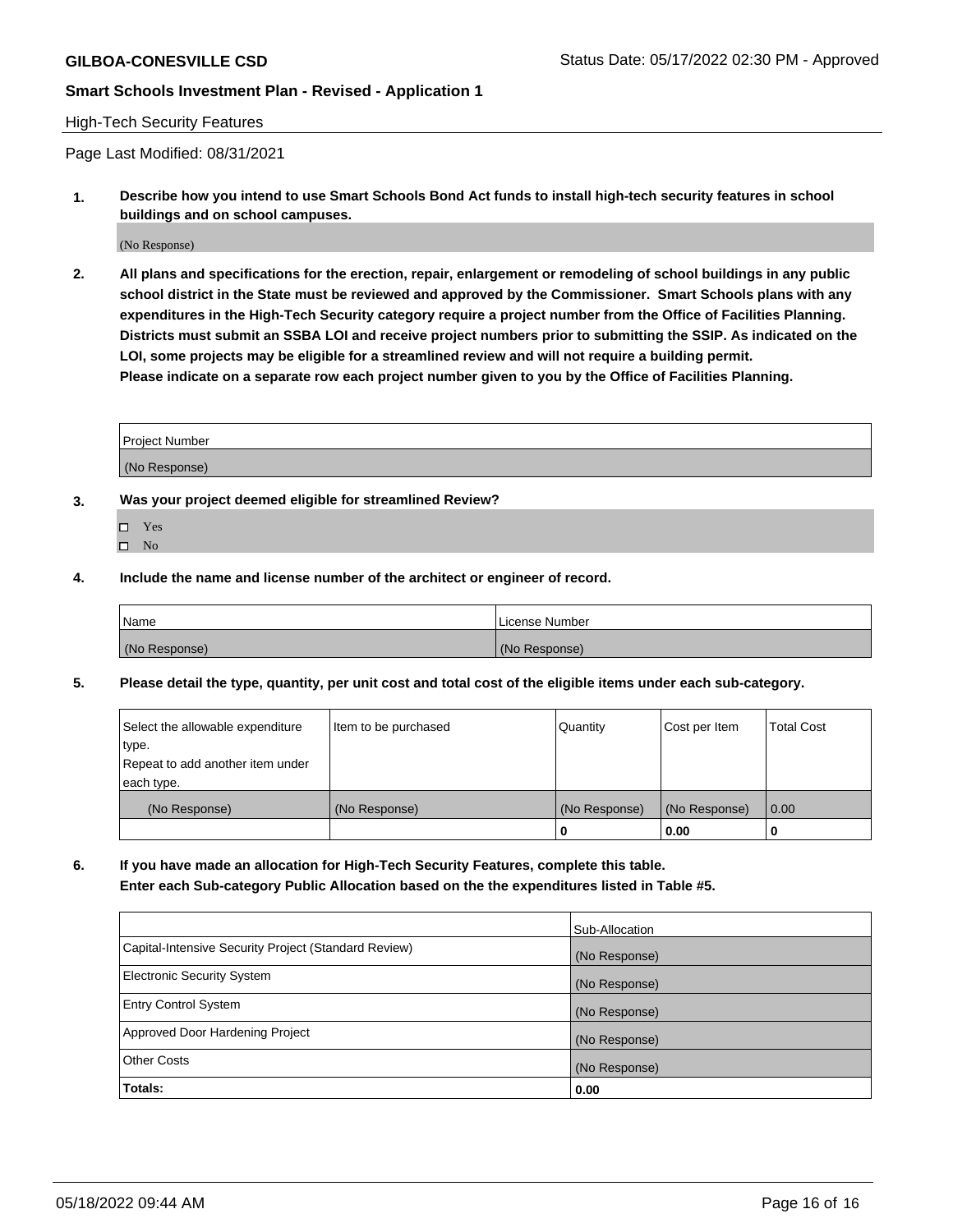High-Tech Security Features

Page Last Modified: 08/31/2021

**1. Describe how you intend to use Smart Schools Bond Act funds to install high-tech security features in school buildings and on school campuses.**

(No Response)

**2. All plans and specifications for the erection, repair, enlargement or remodeling of school buildings in any public school district in the State must be reviewed and approved by the Commissioner. Smart Schools plans with any expenditures in the High-Tech Security category require a project number from the Office of Facilities Planning. Districts must submit an SSBA LOI and receive project numbers prior to submitting the SSIP. As indicated on the LOI, some projects may be eligible for a streamlined review and will not require a building permit. Please indicate on a separate row each project number given to you by the Office of Facilities Planning.**

| Project Number |
|---|
| (No Response) |

**3. Was your project deemed eligible for streamlined Review?**

- ☐ Yes
- ☐ No

**4. Include the name and license number of the architect or engineer of record.**

| Name | License Number |
|---|---|
| (No Response) | (No Response) |

**5. Please detail the type, quantity, per unit cost and total cost of the eligible items under each sub-category.**

| Select the allowable expenditure type. Repeat to add another item under each type. | Item to be purchased | Quantity | Cost per Item | Total Cost |
|---|---|---|---|---|
| (No Response) | (No Response) | (No Response) | (No Response) | 0.00 |
| | | 0 | 0.00 | 0 |

**6. If you have made an allocation for High-Tech Security Features, complete this table. Enter each Sub-category Public Allocation based on the the expenditures listed in Table #5.**

| | Sub-Allocation |
|---|---|
| Capital-Intensive Security Project (Standard Review) | (No Response) |
| Electronic Security System | (No Response) |
| Entry Control System | (No Response) |
| Approved Door Hardening Project | (No Response) |
| Other Costs | (No Response) |
| **Totals:** | **0.00** |